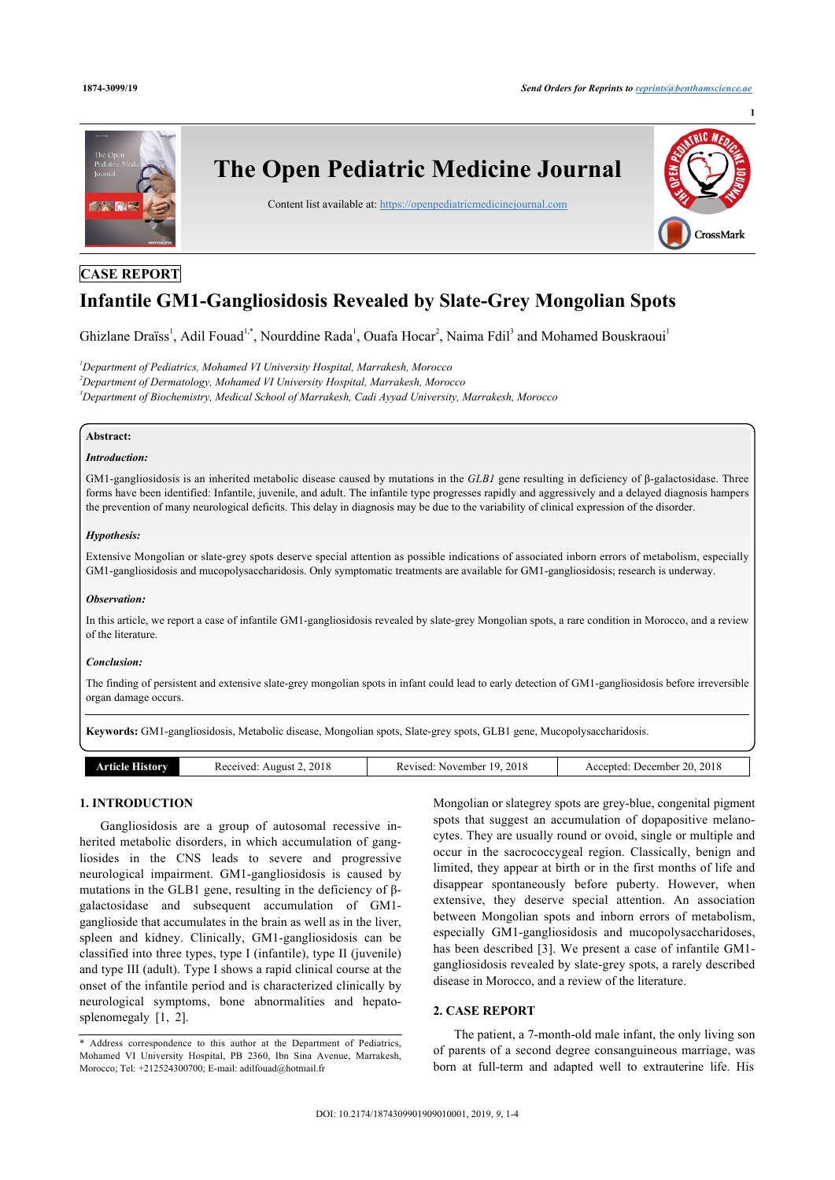CASE REPORT

# Infantile GM1-Gangliosidosis Revealed by Slate-Grey Mongolian Spots

Ghizlane Draïss[1], Adil Fouad[1,*], Nourddine Rada[1], Ouafa Hocar[2], Naima Fdil[3] and Mohamed Bouskraoui[1]

[1]Department of Pediatrics, Mohamed VI University Hospital, Marrakesh, Morocco
[2]Department of Dermatology, Mohamed VI University Hospital, Marrakesh, Morocco
[3]Department of Biochemistry, Medical School of Marrakesh, Cadi Ayyad University, Marrakesh, Morocco

**Abstract:**

***Introduction:***

GM1-gangliosidosis is an inherited metabolic disease caused by mutations in the *GLB1* gene resulting in deficiency of β-galactosidase. Three forms have been identified: Infantile, juvenile, and adult. The infantile type progresses rapidly and aggressively and a delayed diagnosis hampers the prevention of many neurological deficits. This delay in diagnosis may be due to the variability of clinical expression of the disorder.

***Hypothesis:***

Extensive Mongolian or slate-grey spots deserve special attention as possible indications of associated inborn errors of metabolism, especially GM1-gangliosidosis and mucopolysaccharidosis. Only symptomatic treatments are available for GM1-gangliosidosis; research is underway.

***Observation:***

In this article, we report a case of infantile GM1-gangliosidosis revealed by slate-grey Mongolian spots, a rare condition in Morocco, and a review of the literature.

***Conclusion:***

The finding of persistent and extensive slate-grey mongolian spots in infant could lead to early detection of GM1-gangliosidosis before irreversible organ damage occurs.

**Keywords:** GM1-gangliosidosis, Metabolic disease, Mongolian spots, Slate-grey spots, GLB1 gene, Mucopolysaccharidosis.

| Article History | Received: August 2, 2018 | Revised: November 19, 2018 | Accepted: December 20, 2018 |
| --- | --- | --- | --- |

## 1. INTRODUCTION

Gangliosidosis are a group of autosomal recessive inherited metabolic disorders, in which accumulation of gangliosides in the CNS leads to severe and progressive neurological impairment. GM1-gangliosidosis is caused by mutations in the GLB1 gene, resulting in the deficiency of β-galactosidase and subsequent accumulation of GM1-ganglioside that accumulates in the brain as well as in the liver, spleen and kidney. Clinically, GM1-gangliosidosis can be classified into three types, type I (infantile), type II (juvenile) and type III (adult). Type I shows a rapid clinical course at the onset of the infantile period and is characterized clinically by neurological symptoms, bone abnormalities and hepatosplenomegaly [1, 2].

Mongolian or slategrey spots are grey-blue, congenital pigment spots that suggest an accumulation of dopapositive melanocytes. They are usually round or ovoid, single or multiple and occur in the sacrococcygeal region. Classically, benign and limited, they appear at birth or in the first months of life and disappear spontaneously before puberty. However, when extensive, they deserve special attention. An association between Mongolian spots and inborn errors of metabolism, especially GM1-gangliosidosis and mucopolysaccharidoses, has been described [3]. We present a case of infantile GM1-gangliosidosis revealed by slate-grey spots, a rarely described disease in Morocco, and a review of the literature.

## 2. CASE REPORT

The patient, a 7-month-old male infant, the only living son of parents of a second degree consanguineous marriage, was born at full-term and adapted well to extrauterine life. His

\* Address correspondence to this author at the Department of Pediatrics, Mohamed VI University Hospital, PB 2360, Ibn Sina Avenue, Marrakesh, Morocco; Tel: +212524300700; E-mail: adilfouad@hotmail.fr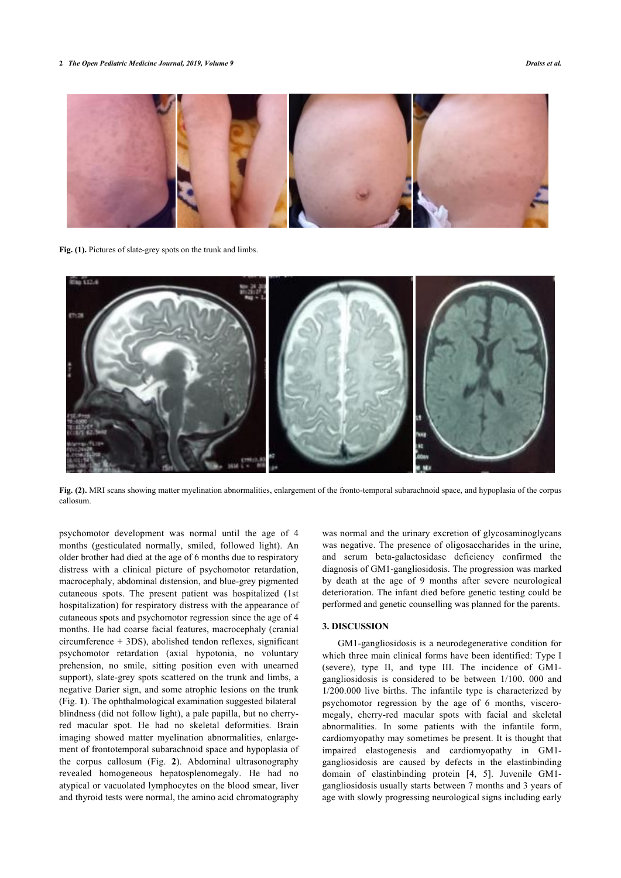Fig. (1). Pictures of slate-grey spots on the trunk and limbs.

Fig. (2). MRI scans showing matter myelination abnormalities, enlargement of the fronto-temporal subarachnoid space, and hypoplasia of the corpus callosum.

psychomotor development was normal until the age of 4 months (gesticulated normally, smiled, followed light). An older brother had died at the age of 6 months due to respiratory distress with a clinical picture of psychomotor retardation, macrocephaly, abdominal distension, and blue-grey pigmented cutaneous spots. The present patient was hospitalized (1st hospitalization) for respiratory distress with the appearance of cutaneous spots and psychomotor regression since the age of 4 months. He had coarse facial features, macrocephaly (cranial circumference + 3DS), abolished tendon reflexes, significant psychomotor retardation (axial hypotonia, no voluntary prehension, no smile, sitting position even with unearned support), slate-grey spots scattered on the trunk and limbs, a negative Darier sign, and some atrophic lesions on the trunk (Fig. **1**). The ophthalmological examination suggested bilateral blindness (did not follow light), a pale papilla, but no cherry-red macular spot. He had no skeletal deformities. Brain imaging showed matter myelination abnormalities, enlargement of frontotemporal subarachnoid space and hypoplasia of the corpus callosum (Fig. **2**). Abdominal ultrasonography revealed homogeneous hepatosplenomegaly. He had no atypical or vacuolated lymphocytes on the blood smear, liver and thyroid tests were normal, the amino acid chromatography was normal and the urinary excretion of glycosaminoglycans was negative. The presence of oligosaccharides in the urine, and serum beta-galactosidase deficiency confirmed the diagnosis of GM1-gangliosidosis. The progression was marked by death at the age of 9 months after severe neurological deterioration. The infant died before genetic testing could be performed and genetic counselling was planned for the parents.

## 3. DISCUSSION

GM1-gangliosidosis is a neurodegenerative condition for which three main clinical forms have been identified: Type I (severe), type II, and type III. The incidence of GM1-gangliosidosis is considered to be between 1/100. 000 and 1/200.000 live births. The infantile type is characterized by psychomotor regression by the age of 6 months, visceromegaly, cherry-red macular spots with facial and skeletal abnormalities. In some patients with the infantile form, cardiomyopathy may sometimes be present. It is thought that impaired elastogenesis and cardiomyopathy in GM1-gangliosidosis are caused by defects in the elastinbinding domain of elastinbinding protein [4, 5]. Juvenile GM1-gangliosidosis usually starts between 7 months and 3 years of age with slowly progressing neurological signs including early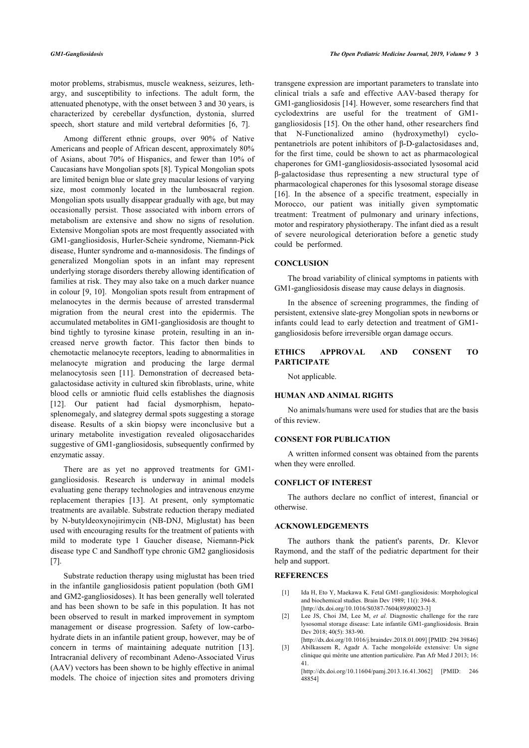motor problems, strabismus, muscle weakness, seizures, lethargy, and susceptibility to infections. The adult form, the attenuated phenotype, with the onset between 3 and 30 years, is characterized by cerebellar dysfunction, dystonia, slurred speech, short stature and mild vertebral deformities [6, 7].

Among different ethnic groups, over 90% of Native Americans and people of African descent, approximately 80% of Asians, about 70% of Hispanics, and fewer than 10% of Caucasians have Mongolian spots [8]. Typical Mongolian spots are limited benign blue or slate grey macular lesions of varying size, most commonly located in the lumbosacral region. Mongolian spots usually disappear gradually with age, but may occasionally persist. Those associated with inborn errors of metabolism are extensive and show no signs of resolution. Extensive Mongolian spots are most frequently associated with GM1-gangliosidosis, Hurler-Scheie syndrome, Niemann-Pick disease, Hunter syndrome and α-mannosidosis. The findings of generalized Mongolian spots in an infant may represent underlying storage disorders thereby allowing identification of families at risk. They may also take on a much darker nuance in colour [9, 10]. Mongolian spots result from entrapment of melanocytes in the dermis because of arrested transdermal migration from the neural crest into the epidermis. The accumulated metabolites in GM1-gangliosidosis are thought to bind tightly to tyrosine kinase protein, resulting in an increased nerve growth factor. This factor then binds to chemotactic melanocyte receptors, leading to abnormalities in melanocyte migration and producing the large dermal melanocytosis seen [11]. Demonstration of decreased beta-galactosidase activity in cultured skin fibroblasts, urine, white blood cells or amniotic fluid cells establishes the diagnosis [12]. Our patient had facial dysmorphism, hepatosplenomegaly, and slategrey dermal spots suggesting a storage disease. Results of a skin biopsy were inconclusive but a urinary metabolite investigation revealed oligosaccharides suggestive of GM1-gangliosidosis, subsequently confirmed by enzymatic assay.

There are as yet no approved treatments for GM1-gangliosidosis. Research is underway in animal models evaluating gene therapy technologies and intravenous enzyme replacement therapies [13]. At present, only symptomatic treatments are available. Substrate reduction therapy mediated by N-butyldeoxynojirimycin (NB-DNJ, Miglustat) has been used with encouraging results for the treatment of patients with mild to moderate type 1 Gaucher disease, Niemann-Pick disease type C and Sandhoff type chronic GM2 gangliosidosis [7].

Substrate reduction therapy using miglustat has been tried in the infantile gangliosidosis patient population (both GM1 and GM2-gangliosidoses). It has been generally well tolerated and has been shown to be safe in this population. It has not been observed to result in marked improvement in symptom management or disease progression. Safety of low-carbohydrate diets in an infantile patient group, however, may be of concern in terms of maintaining adequate nutrition [13]. Intracranial delivery of recombinant Adeno-Associated Virus (AAV) vectors has been shown to be highly effective in animal models. The choice of injection sites and promoters driving transgene expression are important parameters to translate into clinical trials a safe and effective AAV-based therapy for GM1-gangliosidosis [14]. However, some researchers find that cyclodextrins are useful for the treatment of GM1-gangliosidosis [15]. On the other hand, other researchers find that N-Functionalized amino (hydroxymethyl) cyclopentanetriols are potent inhibitors of β-D-galactosidases and, for the first time, could be shown to act as pharmacological chaperones for GM1-gangliosidosis-associated lysosomal acid β-galactosidase thus representing a new structural type of pharmacological chaperones for this lysosomal storage disease [16]. In the absence of a specific treatment, especially in Morocco, our patient was initially given symptomatic treatment: Treatment of pulmonary and urinary infections, motor and respiratory physiotherapy. The infant died as a result of severe neurological deterioration before a genetic study could be performed.

## CONCLUSION

The broad variability of clinical symptoms in patients with GM1-gangliosidosis disease may cause delays in diagnosis.

In the absence of screening programmes, the finding of persistent, extensive slate-grey Mongolian spots in newborns or infants could lead to early detection and treatment of GM1-gangliosidosis before irreversible organ damage occurs.

## ETHICS APPROVAL AND CONSENT TO PARTICIPATE

Not applicable.

## HUMAN AND ANIMAL RIGHTS

No animals/humans were used for studies that are the basis of this review.

## CONSENT FOR PUBLICATION

A written informed consent was obtained from the parents when they were enrolled.

## CONFLICT OF INTEREST

The authors declare no conflict of interest, financial or otherwise.

## ACKNOWLEDGEMENTS

The authors thank the patient's parents, Dr. Klevor Raymond, and the staff of the pediatric department for their help and support.

## REFERENCES

[1] Ida H, Eto Y, Maekawa K. Fetal GM1-gangliosidosis: Morphological and biochemical studies. Brain Dev 1989; 11(): 394-8. [http://dx.doi.org/10.1016/S0387-7604(89)80023-3]

[2] Lee JS, Choi JM, Lee M, *et al.* Diagnostic challenge for the rare lysosomal storage disease: Late infantile GM1-gangliosidosis. Brain Dev 2018; 40(5): 383-90. [http://dx.doi.org/10.1016/j.braindev.2018.01.009] [PMID: 29439846]

[3] Abilkassem R, Agadr A. Tache mongoloïde extensive: Un signe clinique qui mérite une attention particulière. Pan Afr Med J 2013; 16: 41. [http://dx.doi.org/10.11604/pamj.2013.16.41.3062] [PMID: 24648854]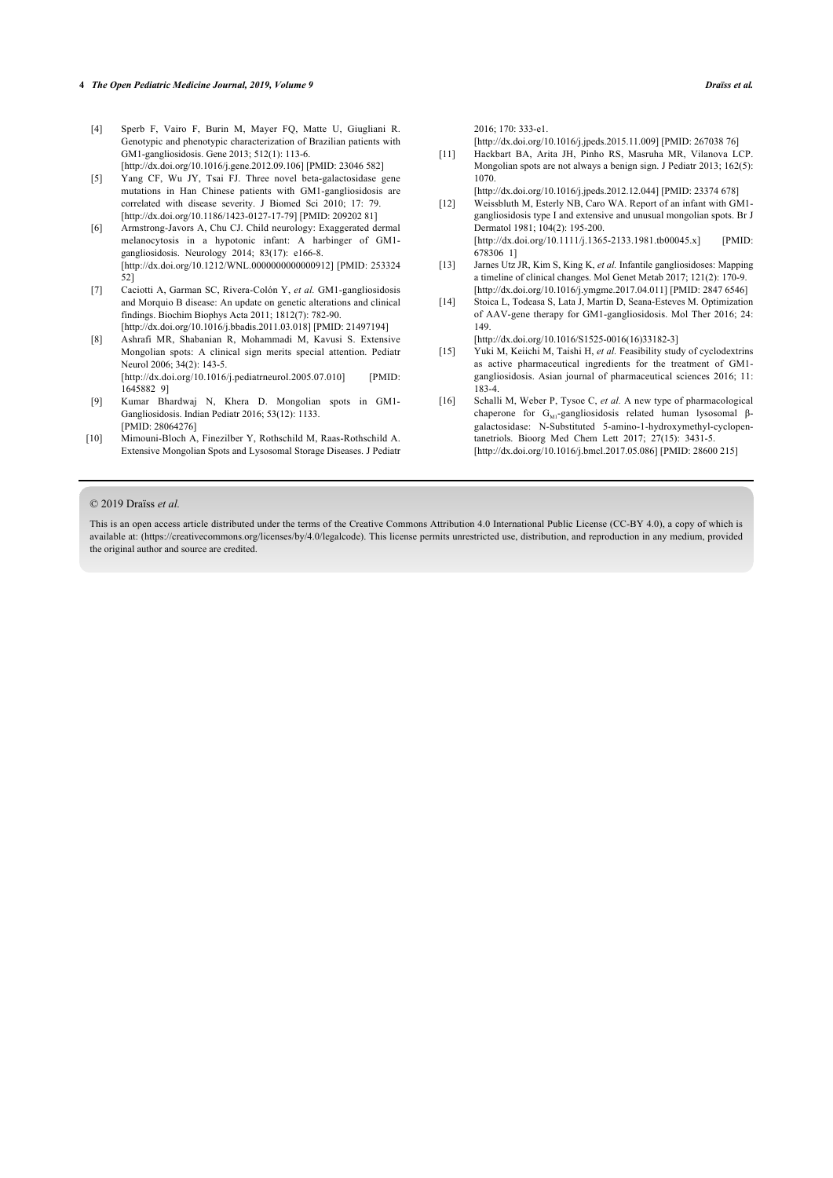[4] Sperb F, Vairo F, Burin M, Mayer FQ, Matte U, Giugliani R. Genotypic and phenotypic characterization of Brazilian patients with GM1-gangliosidosis. Gene 2013; 512(1): 113-6. [http://dx.doi.org/10.1016/j.gene.2012.09.106] [PMID: 23046 582]

[5] Yang CF, Wu JY, Tsai FJ. Three novel beta-galactosidase gene mutations in Han Chinese patients with GM1-gangliosidosis are correlated with disease severity. J Biomed Sci 2010; 17: 79. [http://dx.doi.org/10.1186/1423-0127-17-79] [PMID: 209202 81]

[6] Armstrong-Javors A, Chu CJ. Child neurology: Exaggerated dermal melanocytosis in a hypotonic infant: A harbinger of GM1-gangliosidosis. Neurology 2014; 83(17): e166-8. [http://dx.doi.org/10.1212/WNL.0000000000000912] [PMID: 253324 52]

[7] Caciotti A, Garman SC, Rivera-Colón Y, *et al.* GM1-gangliosidosis and Morquio B disease: An update on genetic alterations and clinical findings. Biochim Biophys Acta 2011; 1812(7): 782-90. [http://dx.doi.org/10.1016/j.bbadis.2011.03.018] [PMID: 21497194]

[8] Ashrafi MR, Shabanian R, Mohammadi M, Kavusi S. Extensive Mongolian spots: A clinical sign merits special attention. Pediatr Neurol 2006; 34(2): 143-5. [http://dx.doi.org/10.1016/j.pediatrneurol.2005.07.010] [PMID: 1645882 9]

[9] Kumar Bhardwaj N, Khera D. Mongolian spots in GM1-Gangliosidosis. Indian Pediatr 2016; 53(12): 1133. [PMID: 28064276]

[10] Mimouni-Bloch A, Finezilber Y, Rothschild M, Raas-Rothschild A. Extensive Mongolian Spots and Lysosomal Storage Diseases. J Pediatr 2016; 170: 333-e1. [http://dx.doi.org/10.1016/j.jpeds.2015.11.009] [PMID: 267038 76]

[11] Hackbart BA, Arita JH, Pinho RS, Masruha MR, Vilanova LCP. Mongolian spots are not always a benign sign. J Pediatr 2013; 162(5): 1070. [http://dx.doi.org/10.1016/j.jpeds.2012.12.044] [PMID: 23374 678]

[12] Weissbluth M, Esterly NB, Caro WA. Report of an infant with GM1-gangliosidosis type I and extensive and unusual mongolian spots. Br J Dermatol 1981; 104(2): 195-200. [http://dx.doi.org/10.1111/j.1365-2133.1981.tb00045.x] [PMID: 678306 1]

[13] Jarnes Utz JR, Kim S, King K, *et al.* Infantile gangliosidoses: Mapping a timeline of clinical changes. Mol Genet Metab 2017; 121(2): 170-9. [http://dx.doi.org/10.1016/j.ymgme.2017.04.011] [PMID: 2847 6546]

[14] Stoica L, Todeasa S, Lata J, Martin D, Seana-Esteves M. Optimization of AAV-gene therapy for GM1-gangliosidosis. Mol Ther 2016; 24: 149. [http://dx.doi.org/10.1016/S1525-0016(16)33182-3]

[15] Yuki M, Keiichi M, Taishi H, *et al.* Feasibility study of cyclodextrins as active pharmaceutical ingredients for the treatment of GM1-gangliosidosis. Asian journal of pharmaceutical sciences 2016; 11: 183-4.

[16] Schalli M, Weber P, Tysoe C, *et al.* A new type of pharmacological chaperone for $G_{M1}$-gangliosidosis related human lysosomal β-galactosidase: N-Substituted 5-amino-1-hydroxymethyl-cyclopentanetriols. Bioorg Med Chem Lett 2017; 27(15): 3431-5. [http://dx.doi.org/10.1016/j.bmcl.2017.05.086] [PMID: 28600 215]

© 2019 Draïss *et al.*

This is an open access article distributed under the terms of the Creative Commons Attribution 4.0 International Public License (CC-BY 4.0), a copy of which is available at: (https://creativecommons.org/licenses/by/4.0/legalcode). This license permits unrestricted use, distribution, and reproduction in any medium, provided the original author and source are credited.